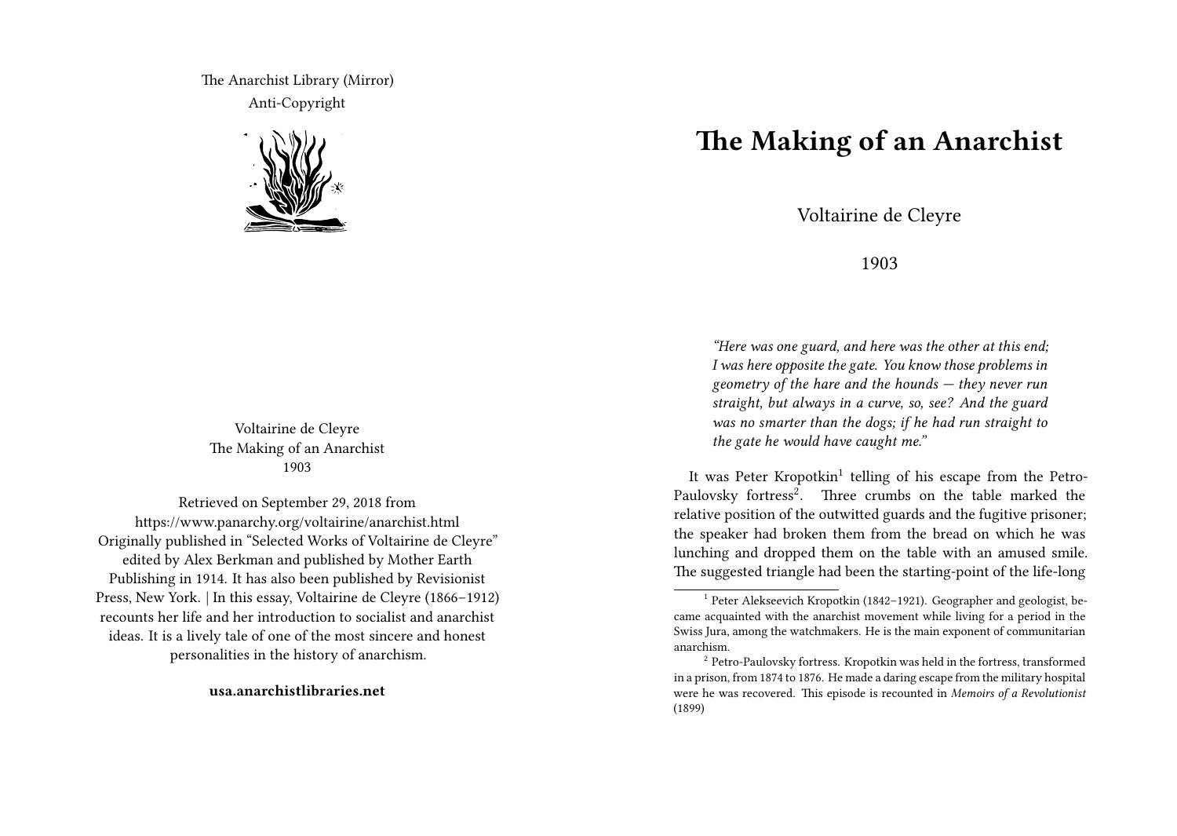The Anarchist Library (Mirror)
Anti-Copyright

Voltairine de Cleyre
The Making of an Anarchist
1903

Retrieved on September 29, 2018 from https://www.panarchy.org/voltairine/anarchist.html
Originally published in "Selected Works of Voltairine de Cleyre" edited by Alex Berkman and published by Mother Earth Publishing in 1914. It has also been published by Revisionist Press, New York. | In this essay, Voltairine de Cleyre (1866–1912) recounts her life and her introduction to socialist and anarchist ideas. It is a lively tale of one of the most sincere and honest personalities in the history of anarchism.

**usa.anarchistlibraries.net**

# The Making of an Anarchist

Voltairine de Cleyre

1903

> *"Here was one guard, and here was the other at this end; I was here opposite the gate. You know those problems in geometry of the hare and the hounds — they never run straight, but always in a curve, so, see? And the guard was no smarter than the dogs; if he had run straight to the gate he would have caught me."*

It was Peter Kropotkin[1] telling of his escape from the Petro-Paulovsky fortress[2]. Three crumbs on the table marked the relative position of the outwitted guards and the fugitive prisoner; the speaker had broken them from the bread on which he was lunching and dropped them on the table with an amused smile. The suggested triangle had been the starting-point of the life-long

[1] Peter Alekseevich Kropotkin (1842–1921). Geographer and geologist, became acquainted with the anarchist movement while living for a period in the Swiss Jura, among the watchmakers. He is the main exponent of communitarian anarchism.

[2] Petro-Paulovsky fortress. Kropotkin was held in the fortress, transformed in a prison, from 1874 to 1876. He made a daring escape from the military hospital were he was recovered. This episode is recounted in *Memoirs of a Revolutionist* (1899)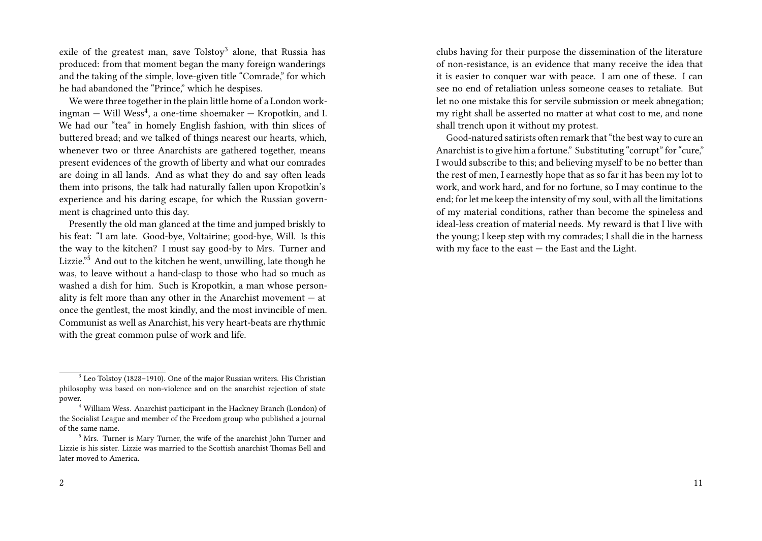exile of the greatest man, save Tolstoy[3] alone, that Russia has produced: from that moment began the many foreign wanderings and the taking of the simple, love-given title "Comrade," for which he had abandoned the "Prince," which he despises.

We were three together in the plain little home of a London workingman — Will Wess[4], a one-time shoemaker — Kropotkin, and I. We had our "tea" in homely English fashion, with thin slices of buttered bread; and we talked of things nearest our hearts, which, whenever two or three Anarchists are gathered together, means present evidences of the growth of liberty and what our comrades are doing in all lands. And as what they do and say often leads them into prisons, the talk had naturally fallen upon Kropotkin's experience and his daring escape, for which the Russian government is chagrined unto this day.

Presently the old man glanced at the time and jumped briskly to his feat: "I am late. Good-bye, Voltairine; good-bye, Will. Is this the way to the kitchen? I must say good-by to Mrs. Turner and Lizzie."[5] And out to the kitchen he went, unwilling, late though he was, to leave without a hand-clasp to those who had so much as washed a dish for him. Such is Kropotkin, a man whose personality is felt more than any other in the Anarchist movement — at once the gentlest, the most kindly, and the most invincible of men. Communist as well as Anarchist, his very heart-beats are rhythmic with the great common pulse of work and life.

[3] Leo Tolstoy (1828–1910). One of the major Russian writers. His Christian philosophy was based on non-violence and on the anarchist rejection of state power.

[4] William Wess. Anarchist participant in the Hackney Branch (London) of the Socialist League and member of the Freedom group who published a journal of the same name.

[5] Mrs. Turner is Mary Turner, the wife of the anarchist John Turner and Lizzie is his sister. Lizzie was married to the Scottish anarchist Thomas Bell and later moved to America.

clubs having for their purpose the dissemination of the literature of non-resistance, is an evidence that many receive the idea that it is easier to conquer war with peace. I am one of these. I can see no end of retaliation unless someone ceases to retaliate. But let no one mistake this for servile submission or meek abnegation; my right shall be asserted no matter at what cost to me, and none shall trench upon it without my protest.

Good-natured satirists often remark that "the best way to cure an Anarchist is to give him a fortune." Substituting "corrupt" for "cure," I would subscribe to this; and believing myself to be no better than the rest of men, I earnestly hope that as so far it has been my lot to work, and work hard, and for no fortune, so I may continue to the end; for let me keep the intensity of my soul, with all the limitations of my material conditions, rather than become the spineless and ideal-less creation of material needs. My reward is that I live with the young; I keep step with my comrades; I shall die in the harness with my face to the east — the East and the Light.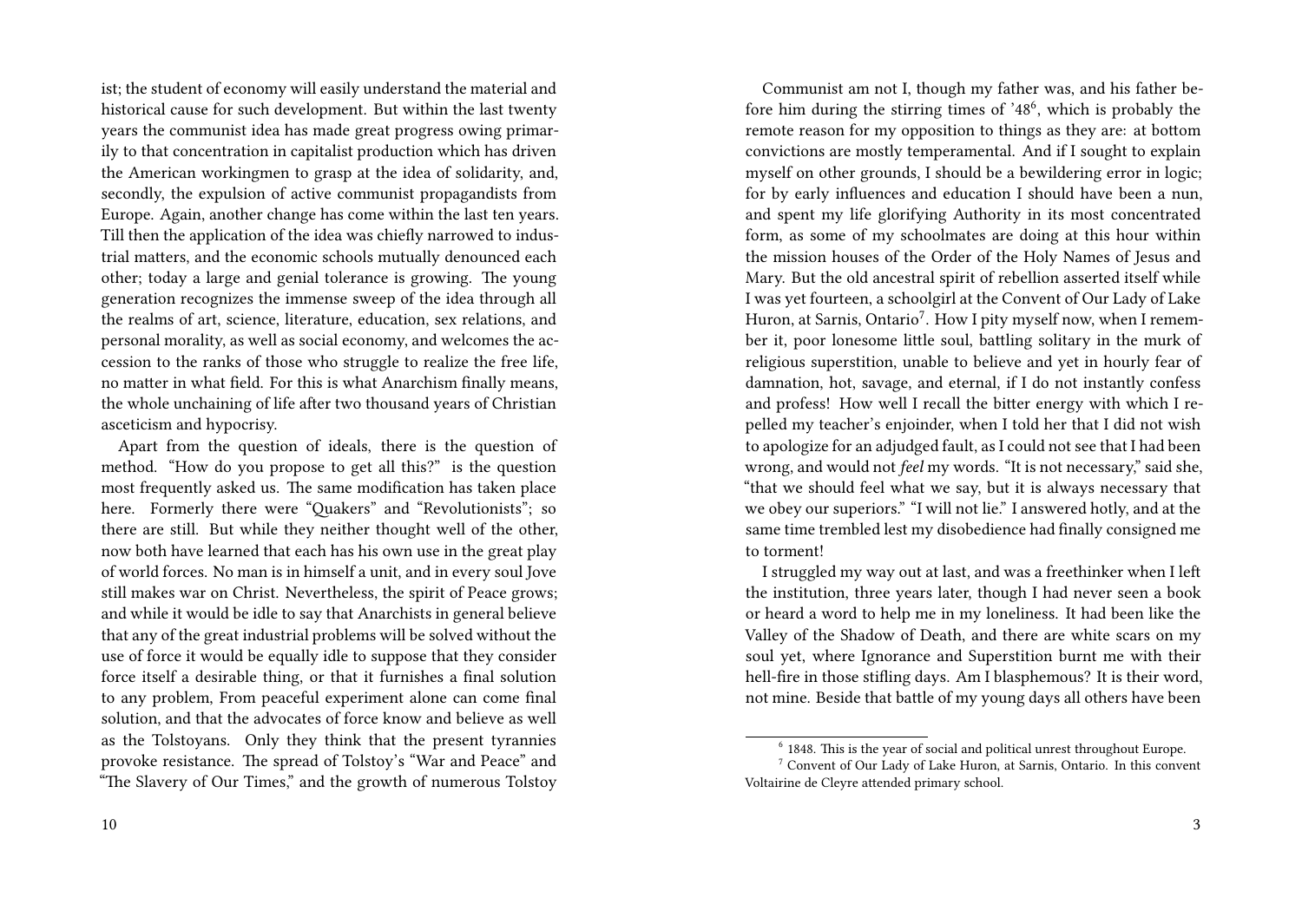ist; the student of economy will easily understand the material and historical cause for such development. But within the last twenty years the communist idea has made great progress owing primarily to that concentration in capitalist production which has driven the American workingmen to grasp at the idea of solidarity, and, secondly, the expulsion of active communist propagandists from Europe. Again, another change has come within the last ten years. Till then the application of the idea was chiefly narrowed to industrial matters, and the economic schools mutually denounced each other; today a large and genial tolerance is growing. The young generation recognizes the immense sweep of the idea through all the realms of art, science, literature, education, sex relations, and personal morality, as well as social economy, and welcomes the accession to the ranks of those who struggle to realize the free life, no matter in what field. For this is what Anarchism finally means, the whole unchaining of life after two thousand years of Christian asceticism and hypocrisy.

Apart from the question of ideals, there is the question of method. "How do you propose to get all this?" is the question most frequently asked us. The same modification has taken place here. Formerly there were "Quakers" and "Revolutionists"; so there are still. But while they neither thought well of the other, now both have learned that each has his own use in the great play of world forces. No man is in himself a unit, and in every soul Jove still makes war on Christ. Nevertheless, the spirit of Peace grows; and while it would be idle to say that Anarchists in general believe that any of the great industrial problems will be solved without the use of force it would be equally idle to suppose that they consider force itself a desirable thing, or that it furnishes a final solution to any problem, From peaceful experiment alone can come final solution, and that the advocates of force know and believe as well as the Tolstoyans. Only they think that the present tyrannies provoke resistance. The spread of Tolstoy's "War and Peace" and "The Slavery of Our Times," and the growth of numerous Tolstoy

Communist am not I, though my father was, and his father before him during the stirring times of '48[6], which is probably the remote reason for my opposition to things as they are: at bottom convictions are mostly temperamental. And if I sought to explain myself on other grounds, I should be a bewildering error in logic; for by early influences and education I should have been a nun, and spent my life glorifying Authority in its most concentrated form, as some of my schoolmates are doing at this hour within the mission houses of the Order of the Holy Names of Jesus and Mary. But the old ancestral spirit of rebellion asserted itself while I was yet fourteen, a schoolgirl at the Convent of Our Lady of Lake Huron, at Sarnis, Ontario[7]. How I pity myself now, when I remember it, poor lonesome little soul, battling solitary in the murk of religious superstition, unable to believe and yet in hourly fear of damnation, hot, savage, and eternal, if I do not instantly confess and profess! How well I recall the bitter energy with which I repelled my teacher's enjoinder, when I told her that I did not wish to apologize for an adjudged fault, as I could not see that I had been wrong, and would not *feel* my words. "It is not necessary," said she, "that we should feel what we say, but it is always necessary that we obey our superiors." "I will not lie." I answered hotly, and at the same time trembled lest my disobedience had finally consigned me to torment!

I struggled my way out at last, and was a freethinker when I left the institution, three years later, though I had never seen a book or heard a word to help me in my loneliness. It had been like the Valley of the Shadow of Death, and there are white scars on my soul yet, where Ignorance and Superstition burnt me with their hell-fire in those stifling days. Am I blasphemous? It is their word, not mine. Beside that battle of my young days all others have been

[6] 1848. This is the year of social and political unrest throughout Europe.

[7] Convent of Our Lady of Lake Huron, at Sarnis, Ontario. In this convent Voltairine de Cleyre attended primary school.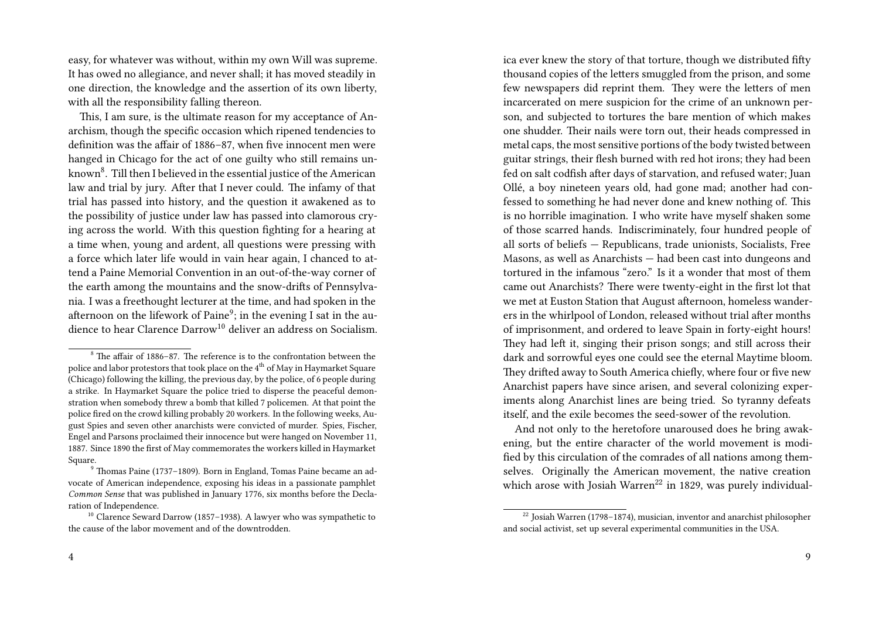easy, for whatever was without, within my own Will was supreme. It has owed no allegiance, and never shall; it has moved steadily in one direction, the knowledge and the assertion of its own liberty, with all the responsibility falling thereon.

This, I am sure, is the ultimate reason for my acceptance of Anarchism, though the specific occasion which ripened tendencies to definition was the affair of 1886–87, when five innocent men were hanged in Chicago for the act of one guilty who still remains unknown[8]. Till then I believed in the essential justice of the American law and trial by jury. After that I never could. The infamy of that trial has passed into history, and the question it awakened as to the possibility of justice under law has passed into clamorous crying across the world. With this question fighting for a hearing at a time when, young and ardent, all questions were pressing with a force which later life would in vain hear again, I chanced to attend a Paine Memorial Convention in an out-of-the-way corner of the earth among the mountains and the snow-drifts of Pennsylvania. I was a freethought lecturer at the time, and had spoken in the afternoon on the lifework of Paine[9]; in the evening I sat in the audience to hear Clarence Darrow[10] deliver an address on Socialism.

[8] The affair of 1886–87. The reference is to the confrontation between the police and labor protestors that took place on the 4th of May in Haymarket Square (Chicago) following the killing, the previous day, by the police, of 6 people during a strike. In Haymarket Square the police tried to disperse the peaceful demonstration when somebody threw a bomb that killed 7 policemen. At that point the police fired on the crowd killing probably 20 workers. In the following weeks, August Spies and seven other anarchists were convicted of murder. Spies, Fischer, Engel and Parsons proclaimed their innocence but were hanged on November 11, 1887. Since 1890 the first of May commemorates the workers killed in Haymarket Square.

[9] Thomas Paine (1737–1809). Born in England, Tomas Paine became an advocate of American independence, exposing his ideas in a passionate pamphlet *Common Sense* that was published in January 1776, six months before the Declaration of Independence.

[10] Clarence Seward Darrow (1857–1938). A lawyer who was sympathetic to the cause of the labor movement and of the downtrodden.

ica ever knew the story of that torture, though we distributed fifty thousand copies of the letters smuggled from the prison, and some few newspapers did reprint them. They were the letters of men incarcerated on mere suspicion for the crime of an unknown person, and subjected to tortures the bare mention of which makes one shudder. Their nails were torn out, their heads compressed in metal caps, the most sensitive portions of the body twisted between guitar strings, their flesh burned with red hot irons; they had been fed on salt codfish after days of starvation, and refused water; Juan Ollé, a boy nineteen years old, had gone mad; another had confessed to something he had never done and knew nothing of. This is no horrible imagination. I who write have myself shaken some of those scarred hands. Indiscriminately, four hundred people of all sorts of beliefs — Republicans, trade unionists, Socialists, Free Masons, as well as Anarchists — had been cast into dungeons and tortured in the infamous "zero." Is it a wonder that most of them came out Anarchists? There were twenty-eight in the first lot that we met at Euston Station that August afternoon, homeless wanderers in the whirlpool of London, released without trial after months of imprisonment, and ordered to leave Spain in forty-eight hours! They had left it, singing their prison songs; and still across their dark and sorrowful eyes one could see the eternal Maytime bloom. They drifted away to South America chiefly, where four or five new Anarchist papers have since arisen, and several colonizing experiments along Anarchist lines are being tried. So tyranny defeats itself, and the exile becomes the seed-sower of the revolution.

And not only to the heretofore unaroused does he bring awakening, but the entire character of the world movement is modified by this circulation of the comrades of all nations among themselves. Originally the American movement, the native creation which arose with Josiah Warren[22] in 1829, was purely individual-

[22] Josiah Warren (1798–1874), musician, inventor and anarchist philosopher and social activist, set up several experimental communities in the USA.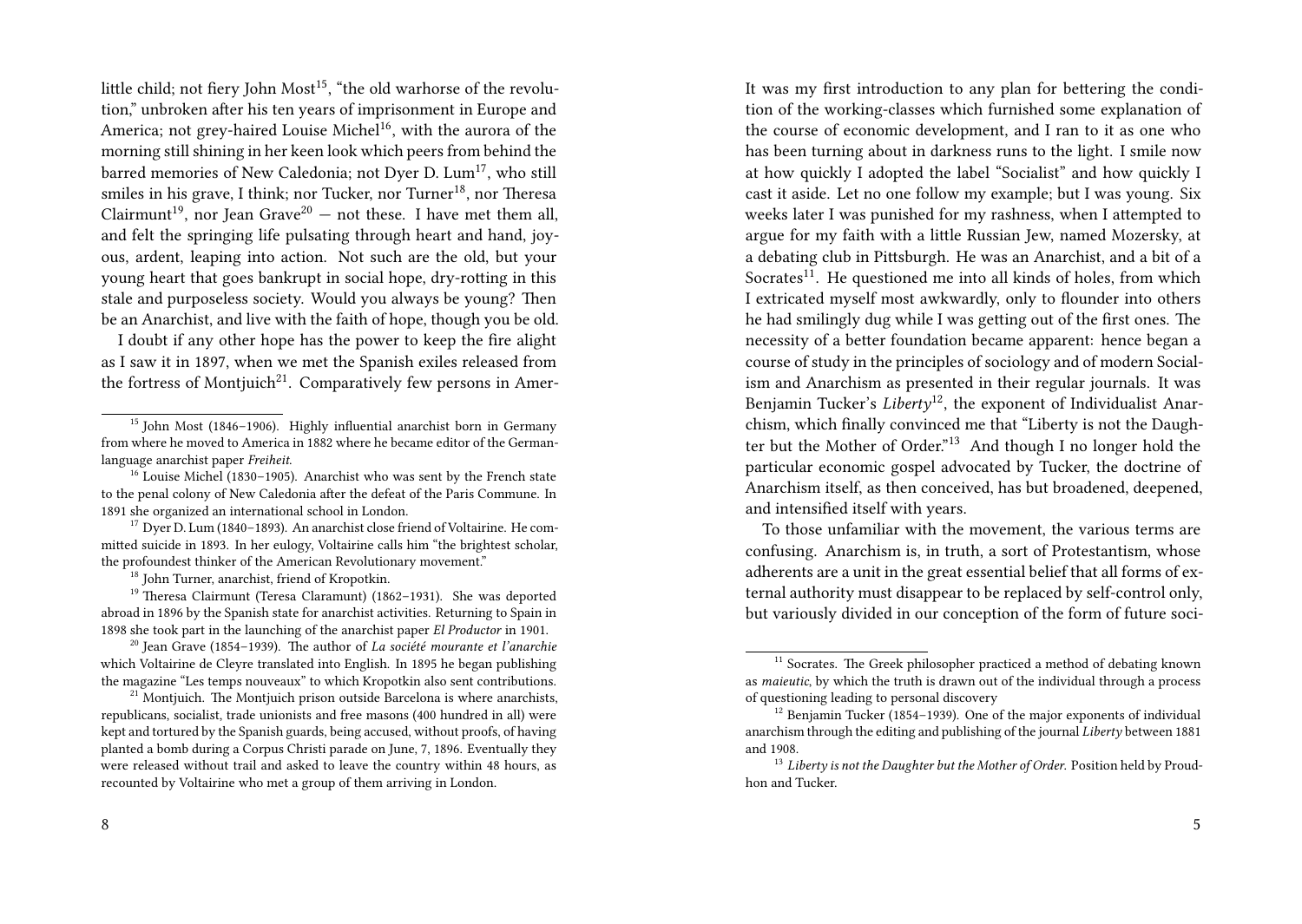little child; not fiery John Most[15], "the old warhorse of the revolution," unbroken after his ten years of imprisonment in Europe and America; not grey-haired Louise Michel[16], with the aurora of the morning still shining in her keen look which peers from behind the barred memories of New Caledonia; not Dyer D. Lum[17], who still smiles in his grave, I think; nor Tucker, nor Turner[18], nor Theresa Clairmunt[19], nor Jean Grave[20] — not these. I have met them all, and felt the springing life pulsating through heart and hand, joyous, ardent, leaping into action. Not such are the old, but your young heart that goes bankrupt in social hope, dry-rotting in this stale and purposeless society. Would you always be young? Then be an Anarchist, and live with the faith of hope, though you be old.

I doubt if any other hope has the power to keep the fire alight as I saw it in 1897, when we met the Spanish exiles released from the fortress of Montjuich[21]. Comparatively few persons in Amer-

---

[15] John Most (1846–1906). Highly influential anarchist born in Germany from where he moved to America in 1882 where he became editor of the German-language anarchist paper *Freiheit*.

[16] Louise Michel (1830–1905). Anarchist who was sent by the French state to the penal colony of New Caledonia after the defeat of the Paris Commune. In 1891 she organized an international school in London.

[17] Dyer D. Lum (1840–1893). An anarchist close friend of Voltairine. He committed suicide in 1893. In her eulogy, Voltairine calls him "the brightest scholar, the profoundest thinker of the American Revolutionary movement."

[18] John Turner, anarchist, friend of Kropotkin.

[19] Theresa Clairmunt (Teresa Claramunt) (1862–1931). She was deported abroad in 1896 by the Spanish state for anarchist activities. Returning to Spain in 1898 she took part in the launching of the anarchist paper *El Productor* in 1901.

[20] Jean Grave (1854–1939). The author of *La société mourante et l'anarchie* which Voltairine de Cleyre translated into English. In 1895 he began publishing the magazine "Les temps nouveaux" to which Kropotkin also sent contributions.

[21] Montjuich. The Montjuich prison outside Barcelona is where anarchists, republicans, socialist, trade unionists and free masons (400 hundred in all) were kept and tortured by the Spanish guards, being accused, without proofs, of having planted a bomb during a Corpus Christi parade on June, 7, 1896. Eventually they were released without trail and asked to leave the country within 48 hours, as recounted by Voltairine who met a group of them arriving in London.

---

It was my first introduction to any plan for bettering the condition of the working-classes which furnished some explanation of the course of economic development, and I ran to it as one who has been turning about in darkness runs to the light. I smile now at how quickly I adopted the label "Socialist" and how quickly I cast it aside. Let no one follow my example; but I was young. Six weeks later I was punished for my rashness, when I attempted to argue for my faith with a little Russian Jew, named Mozersky, at a debating club in Pittsburgh. He was an Anarchist, and a bit of a Socrates[11]. He questioned me into all kinds of holes, from which I extricated myself most awkwardly, only to flounder into others he had smilingly dug while I was getting out of the first ones. The necessity of a better foundation became apparent: hence began a course of study in the principles of sociology and of modern Socialism and Anarchism as presented in their regular journals. It was Benjamin Tucker's *Liberty*[12], the exponent of Individualist Anarchism, which finally convinced me that "Liberty is not the Daughter but the Mother of Order."[13] And though I no longer hold the particular economic gospel advocated by Tucker, the doctrine of Anarchism itself, as then conceived, has but broadened, deepened, and intensified itself with years.

To those unfamiliar with the movement, the various terms are confusing. Anarchism is, in truth, a sort of Protestantism, whose adherents are a unit in the great essential belief that all forms of external authority must disappear to be replaced by self-control only, but variously divided in our conception of the form of future soci-

---

[11] Socrates. The Greek philosopher practiced a method of debating known as *maieutic*, by which the truth is drawn out of the individual through a process of questioning leading to personal discovery

[12] Benjamin Tucker (1854–1939). One of the major exponents of individual anarchism through the editing and publishing of the journal *Liberty* between 1881 and 1908.

[13] *Liberty is not the Daughter but the Mother of Order.* Position held by Proudhon and Tucker.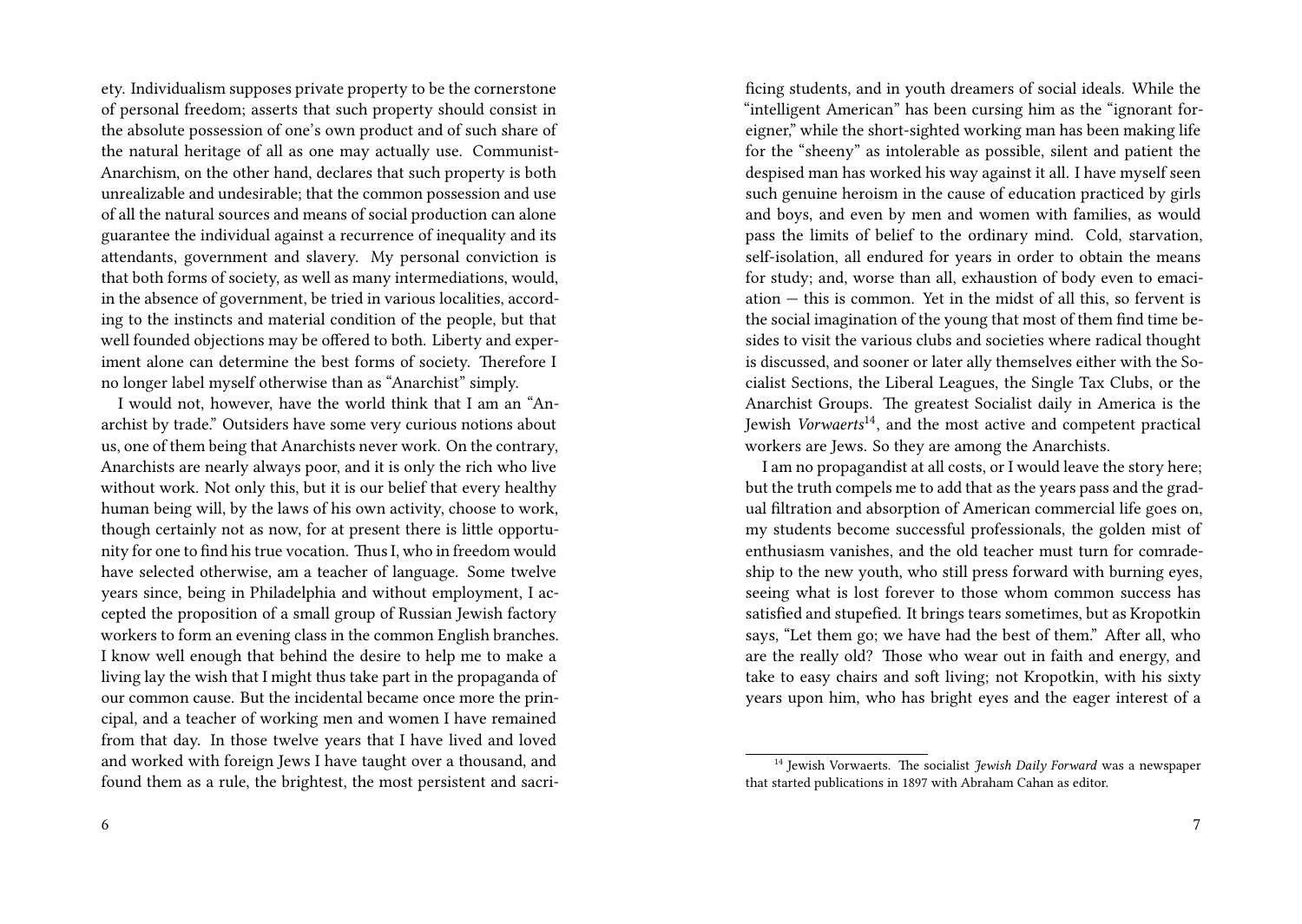ety. Individualism supposes private property to be the cornerstone of personal freedom; asserts that such property should consist in the absolute possession of one's own product and of such share of the natural heritage of all as one may actually use. Communist-Anarchism, on the other hand, declares that such property is both unrealizable and undesirable; that the common possession and use of all the natural sources and means of social production can alone guarantee the individual against a recurrence of inequality and its attendants, government and slavery. My personal conviction is that both forms of society, as well as many intermediations, would, in the absence of government, be tried in various localities, according to the instincts and material condition of the people, but that well founded objections may be offered to both. Liberty and experiment alone can determine the best forms of society. Therefore I no longer label myself otherwise than as "Anarchist" simply.

I would not, however, have the world think that I am an "Anarchist by trade." Outsiders have some very curious notions about us, one of them being that Anarchists never work. On the contrary, Anarchists are nearly always poor, and it is only the rich who live without work. Not only this, but it is our belief that every healthy human being will, by the laws of his own activity, choose to work, though certainly not as now, for at present there is little opportunity for one to find his true vocation. Thus I, who in freedom would have selected otherwise, am a teacher of language. Some twelve years since, being in Philadelphia and without employment, I accepted the proposition of a small group of Russian Jewish factory workers to form an evening class in the common English branches. I know well enough that behind the desire to help me to make a living lay the wish that I might thus take part in the propaganda of our common cause. But the incidental became once more the principal, and a teacher of working men and women I have remained from that day. In those twelve years that I have lived and loved and worked with foreign Jews I have taught over a thousand, and found them as a rule, the brightest, the most persistent and sacrificing students, and in youth dreamers of social ideals. While the "intelligent American" has been cursing him as the "ignorant foreigner," while the short-sighted working man has been making life for the "sheeny" as intolerable as possible, silent and patient the despised man has worked his way against it all. I have myself seen such genuine heroism in the cause of education practiced by girls and boys, and even by men and women with families, as would pass the limits of belief to the ordinary mind. Cold, starvation, self-isolation, all endured for years in order to obtain the means for study; and, worse than all, exhaustion of body even to emaciation — this is common. Yet in the midst of all this, so fervent is the social imagination of the young that most of them find time besides to visit the various clubs and societies where radical thought is discussed, and sooner or later ally themselves either with the Socialist Sections, the Liberal Leagues, the Single Tax Clubs, or the Anarchist Groups. The greatest Socialist daily in America is the Jewish *Vorwaerts*[14], and the most active and competent practical workers are Jews. So they are among the Anarchists.

I am no propagandist at all costs, or I would leave the story here; but the truth compels me to add that as the years pass and the gradual filtration and absorption of American commercial life goes on, my students become successful professionals, the golden mist of enthusiasm vanishes, and the old teacher must turn for comradeship to the new youth, who still press forward with burning eyes, seeing what is lost forever to those whom common success has satisfied and stupefied. It brings tears sometimes, but as Kropotkin says, "Let them go; we have had the best of them." After all, who are the really old? Those who wear out in faith and energy, and take to easy chairs and soft living; not Kropotkin, with his sixty years upon him, who has bright eyes and the eager interest of a

[14] Jewish Vorwaerts. The socialist *Jewish Daily Forward* was a newspaper that started publications in 1897 with Abraham Cahan as editor.